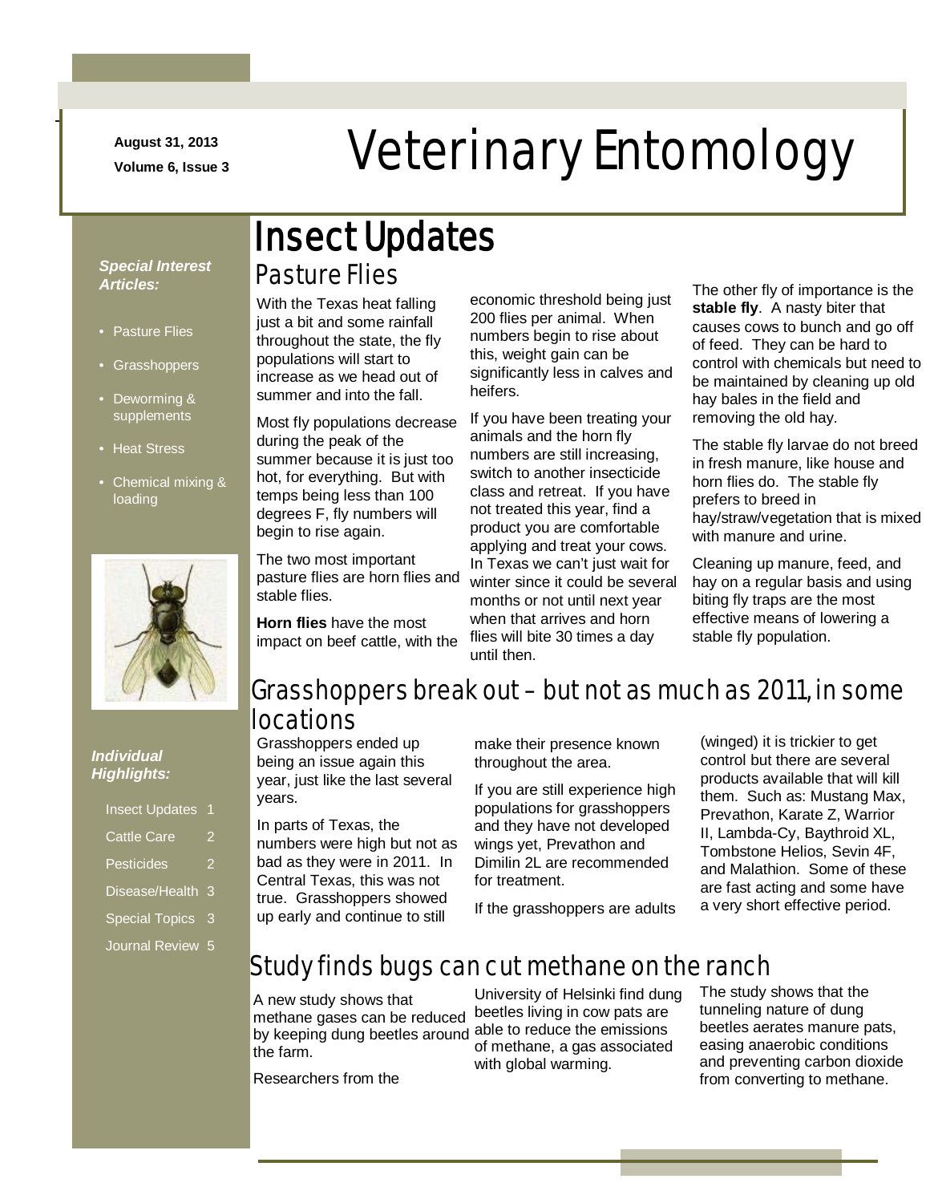August 31, 2013

Volume 6, Issue 3

# Veterinary Entomology

*Special Interest Articles:*

- Pasture Flies
- Grasshoppers
- Deworming & supplements
- Heat Stress
- Chemical mixing & loading

*Individual Highlights:*

| | |
|---|---|
| Insect Updates | 1 |
| Cattle Care | 2 |
| Pesticides | 2 |
| Disease/Health | 3 |
| Special Topics | 3 |
| Journal Review | 5 |

## Insect Updates

### Pasture Flies

With the Texas heat falling just a bit and some rainfall throughout the state, the fly populations will start to increase as we head out of summer and into the fall.

Most fly populations decrease during the peak of the summer because it is just too hot, for everything. But with temps being less than 100 degrees F, fly numbers will begin to rise again.

The two most important pasture flies are horn flies and stable flies.

**Horn flies** have the most impact on beef cattle, with the economic threshold being just 200 flies per animal. When numbers begin to rise about this, weight gain can be significantly less in calves and heifers.

If you have been treating your animals and the horn fly numbers are still increasing, switch to another insecticide class and retreat. If you have not treated this year, find a product you are comfortable applying and treat your cows. In Texas we can't just wait for winter since it could be several months or not until next year when that arrives and horn flies will bite 30 times a day until then.

The other fly of importance is the **stable fly**. A nasty biter that causes cows to bunch and go off of feed. They can be hard to control with chemicals but need to be maintained by cleaning up old hay bales in the field and removing the old hay.

The stable fly larvae do not breed in fresh manure, like house and horn flies do. The stable fly prefers to breed in hay/straw/vegetation that is mixed with manure and urine.

Cleaning up manure, feed, and hay on a regular basis and using biting fly traps are the most effective means of lowering a stable fly population.

### Grasshoppers break out – but not as much as 2011, in some locations

Grasshoppers ended up being an issue again this year, just like the last several years.

In parts of Texas, the numbers were high but not as bad as they were in 2011. In Central Texas, this was not true. Grasshoppers showed up early and continue to still make their presence known throughout the area.

If you are still experience high populations for grasshoppers and they have not developed wings yet, Prevathon and Dimilin 2L are recommended for treatment.

If the grasshoppers are adults (winged) it is trickier to get control but there are several products available that will kill them. Such as: Mustang Max, Prevathon, Karate Z, Warrior II, Lambda-Cy, Baythroid XL, Tombstone Helios, Sevin 4F, and Malathion. Some of these are fast acting and some have a very short effective period.

### Study finds bugs can cut methane on the ranch

A new study shows that methane gases can be reduced by keeping dung beetles around the farm.

Researchers from the University of Helsinki find dung beetles living in cow pats are able to reduce the emissions of methane, a gas associated with global warming.

The study shows that the tunneling nature of dung beetles aerates manure pats, easing anaerobic conditions and preventing carbon dioxide from converting to methane.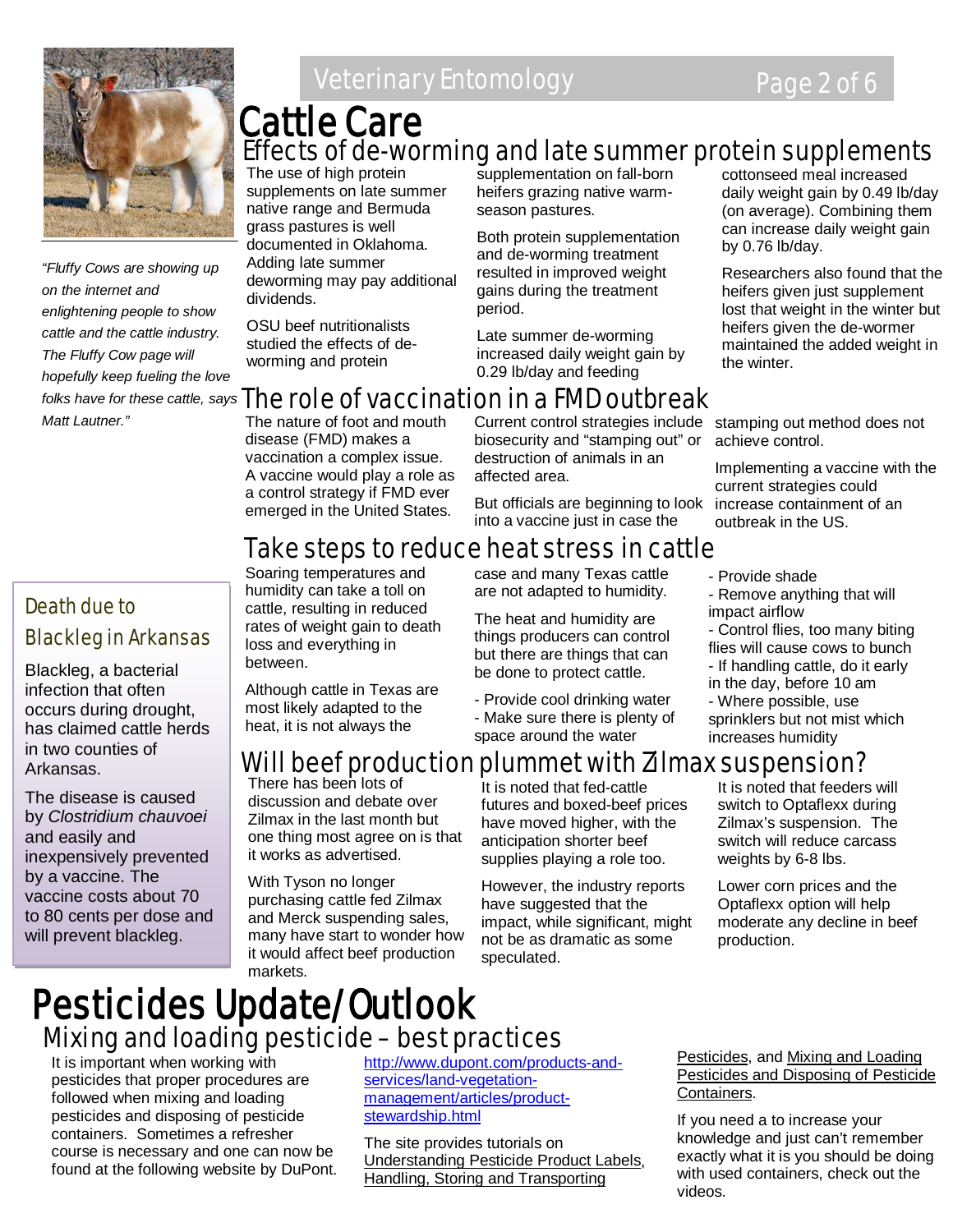# Cattle Care

*"Fluffy Cows are showing up on the internet and enlightening people to show cattle and the cattle industry. The Fluffy Cow page will hopefully keep fueling the love folks have for these cattle, says Matt Lautner."*

## Effects of de-worming and late summer protein supplements

The use of high protein supplements on late summer native range and Bermuda grass pastures is well documented in Oklahoma. Adding late summer deworming may pay additional dividends.

OSU beef nutritionalists studied the effects of de-worming and protein supplementation on fall-born heifers grazing native warm-season pastures.

Both protein supplementation and de-worming treatment resulted in improved weight gains during the treatment period.

Late summer de-worming increased daily weight gain by 0.29 lb/day and feeding cottonseed meal increased daily weight gain by 0.49 lb/day (on average). Combining them can increase daily weight gain by 0.76 lb/day.

Researchers also found that the heifers given just supplement lost that weight in the winter but heifers given the de-wormer maintained the added weight in the winter.

## The role of vaccination in a FMD outbreak

The nature of foot and mouth disease (FMD) makes a vaccination a complex issue. A vaccine would play a role as a control strategy if FMD ever emerged in the United States.

Current control strategies include biosecurity and "stamping out" or destruction of animals in an affected area.

But officials are beginning to look into a vaccine just in case the stamping out method does not achieve control.

Implementing a vaccine with the current strategies could increase containment of an outbreak in the US.

## Death due to Blackleg in Arkansas

Blackleg, a bacterial infection that often occurs during drought, has claimed cattle herds in two counties of Arkansas.

The disease is caused by *Clostridium chauvoei* and easily and inexpensively prevented by a vaccine. The vaccine costs about 70 to 80 cents per dose and will prevent blackleg.

## Take steps to reduce heat stress in cattle

Soaring temperatures and humidity can take a toll on cattle, resulting in reduced rates of weight gain to death loss and everything in between.

Although cattle in Texas are most likely adapted to the heat, it is not always the case and many Texas cattle are not adapted to humidity.

The heat and humidity are things producers can control but there are things that can be done to protect cattle.

- Provide cool drinking water
- Make sure there is plenty of space around the water
- Provide shade
- Remove anything that will impact airflow
- Control flies, too many biting flies will cause cows to bunch
- If handling cattle, do it early in the day, before 10 am
- Where possible, use sprinklers but not mist which increases humidity

## Will beef production plummet with Zilmax suspension?

There has been lots of discussion and debate over Zilmax in the last month but one thing most agree on is that it works as advertised.

With Tyson no longer purchasing cattle fed Zilmax and Merck suspending sales, many have start to wonder how it would affect beef production markets.

It is noted that fed-cattle futures and boxed-beef prices have moved higher, with the anticipation shorter beef supplies playing a role too.

However, the industry reports have suggested that the impact, while significant, might not be as dramatic as some speculated.

It is noted that feeders will switch to Optaflexx during Zilmax's suspension. The switch will reduce carcass weights by 6-8 lbs.

Lower corn prices and the Optaflexx option will help moderate any decline in beef production.

# Pesticides Update/Outlook

## Mixing and loading pesticide – best practices

It is important when working with pesticides that proper procedures are followed when mixing and loading pesticides and disposing of pesticide containers. Sometimes a refresher course is necessary and one can now be found at the following website by DuPont.

http://www.dupont.com/products-and-services/land-vegetation-management/articles/product-stewardship.html

The site provides tutorials on Understanding Pesticide Product Labels, Handling, Storing and Transporting Pesticides, and Mixing and Loading Pesticides and Disposing of Pesticide Containers.

If you need a to increase your knowledge and just can't remember exactly what it is you should be doing with used containers, check out the videos.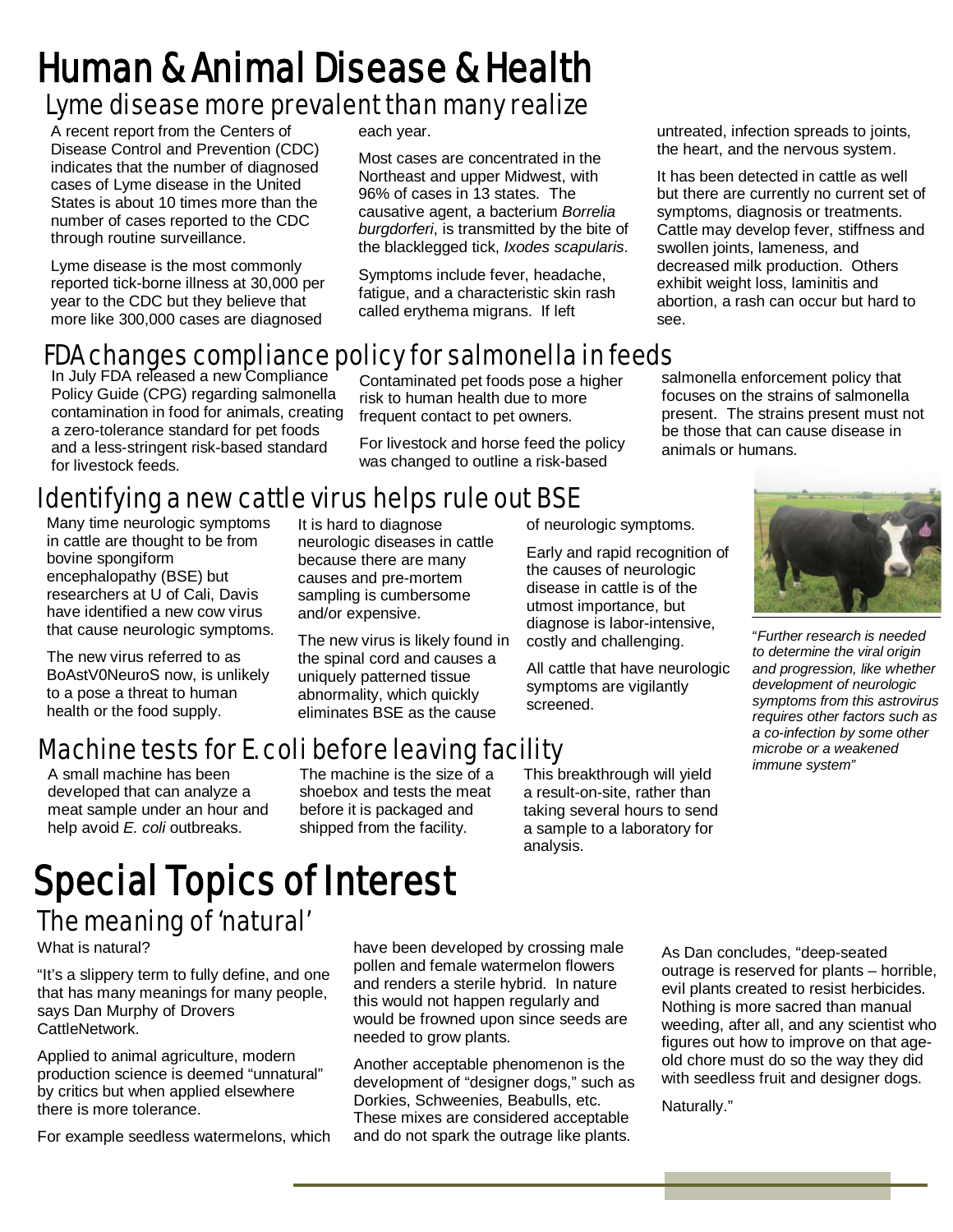# Human & Animal Disease & Health

## Lyme disease more prevalent than many realize

A recent report from the Centers of Disease Control and Prevention (CDC) indicates that the number of diagnosed cases of Lyme disease in the United States is about 10 times more than the number of cases reported to the CDC through routine surveillance.

Lyme disease is the most commonly reported tick-borne illness at 30,000 per year to the CDC but they believe that more like 300,000 cases are diagnosed each year.

Most cases are concentrated in the Northeast and upper Midwest, with 96% of cases in 13 states. The causative agent, a bacterium *Borrelia burgdorferi*, is transmitted by the bite of the blacklegged tick, *Ixodes scapularis*.

Symptoms include fever, headache, fatigue, and a characteristic skin rash called erythema migrans. If left untreated, infection spreads to joints, the heart, and the nervous system.

It has been detected in cattle as well but there are currently no current set of symptoms, diagnosis or treatments. Cattle may develop fever, stiffness and swollen joints, lameness, and decreased milk production. Others exhibit weight loss, laminitis and abortion, a rash can occur but hard to see.

## FDA changes compliance policy for salmonella in feeds

In July FDA released a new Compliance Policy Guide (CPG) regarding salmonella contamination in food for animals, creating a zero-tolerance standard for pet foods and a less-stringent risk-based standard for livestock feeds.

Contaminated pet foods pose a higher risk to human health due to more frequent contact to pet owners.

For livestock and horse feed the policy was changed to outline a risk-based salmonella enforcement policy that focuses on the strains of salmonella present. The strains present must not be those that can cause disease in animals or humans.

## Identifying a new cattle virus helps rule out BSE

Many time neurologic symptoms in cattle are thought to be from bovine spongiform encephalopathy (BSE) but researchers at U of Cali, Davis have identified a new cow virus that cause neurologic symptoms.

The new virus referred to as BoAstV0NeuroS now, is unlikely to a pose a threat to human health or the food supply.

It is hard to diagnose neurologic diseases in cattle because there are many causes and pre-mortem sampling is cumbersome and/or expensive.

The new virus is likely found in the spinal cord and causes a uniquely patterned tissue abnormality, which quickly eliminates BSE as the cause of neurologic symptoms.

Early and rapid recognition of the causes of neurologic disease in cattle is of the utmost importance, but diagnose is labor-intensive, costly and challenging.

All cattle that have neurologic symptoms are vigilantly screened.

"*Further research is needed to determine the viral origin and progression, like whether development of neurologic symptoms from this astrovirus requires other factors such as a co-infection by some other microbe or a weakened immune system*"

## Machine tests for E. coli before leaving facility

A small machine has been developed that can analyze a meat sample under an hour and help avoid *E. coli* outbreaks.

The machine is the size of a shoebox and tests the meat before it is packaged and shipped from the facility.

This breakthrough will yield a result-on-site, rather than taking several hours to send a sample to a laboratory for analysis.

# Special Topics of Interest

## The meaning of 'natural'

What is natural?

"It's a slippery term to fully define, and one that has many meanings for many people, says Dan Murphy of Drovers CattleNetwork.

Applied to animal agriculture, modern production science is deemed "unnatural" by critics but when applied elsewhere there is more tolerance.

For example seedless watermelons, which have been developed by crossing male pollen and female watermelon flowers and renders a sterile hybrid. In nature this would not happen regularly and would be frowned upon since seeds are needed to grow plants.

Another acceptable phenomenon is the development of "designer dogs," such as Dorkies, Schweenies, Beabulls, etc. These mixes are considered acceptable and do not spark the outrage like plants.

As Dan concludes, "deep-seated outrage is reserved for plants – horrible, evil plants created to resist herbicides. Nothing is more sacred than manual weeding, after all, and any scientist who figures out how to improve on that age-old chore must do so the way they did with seedless fruit and designer dogs.

Naturally."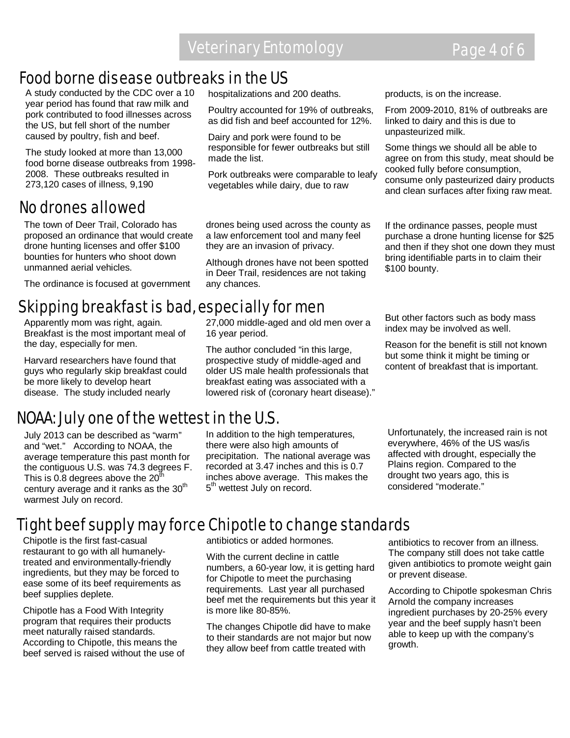## Food borne disease outbreaks in the US

A study conducted by the CDC over a 10 year period has found that raw milk and pork contributed to food illnesses across the US, but fell short of the number caused by poultry, fish and beef.

The study looked at more than 13,000 food borne disease outbreaks from 1998-2008. These outbreaks resulted in 273,120 cases of illness, 9,190 hospitalizations and 200 deaths.

Poultry accounted for 19% of outbreaks, as did fish and beef accounted for 12%.

Dairy and pork were found to be responsible for fewer outbreaks but still made the list.

Pork outbreaks were comparable to leafy vegetables while dairy, due to raw products, is on the increase.

From 2009-2010, 81% of outbreaks are linked to dairy and this is due to unpasteurized milk.

Some things we should all be able to agree on from this study, meat should be cooked fully before consumption, consume only pasteurized dairy products and clean surfaces after fixing raw meat.

## No drones allowed

The town of Deer Trail, Colorado has proposed an ordinance that would create drone hunting licenses and offer $100 bounties for hunters who shoot down unmanned aerial vehicles.

The ordinance is focused at government drones being used across the county as a law enforcement tool and many feel they are an invasion of privacy.

Although drones have not been spotted in Deer Trail, residences are not taking any chances.

If the ordinance passes, people must purchase a drone hunting license for $25 and then if they shot one down they must bring identifiable parts in to claim their $100 bounty.

## Skipping breakfast is bad, especially for men

Apparently mom was right, again. Breakfast is the most important meal of the day, especially for men.

Harvard researchers have found that guys who regularly skip breakfast could be more likely to develop heart disease. The study included nearly 27,000 middle-aged and old men over a 16 year period.

The author concluded "in this large, prospective study of middle-aged and older US male health professionals that breakfast eating was associated with a lowered risk of (coronary heart disease)."

But other factors such as body mass index may be involved as well.

Reason for the benefit is still not known but some think it might be timing or content of breakfast that is important.

## NOAA: July one of the wettest in the U.S.

July 2013 can be described as "warm" and "wet." According to NOAA, the average temperature this past month for the contiguous U.S. was 74.3 degrees F. This is 0.8 degrees above the 20th century average and it ranks as the 30th warmest July on record.

In addition to the high temperatures, there were also high amounts of precipitation. The national average was recorded at 3.47 inches and this is 0.7 inches above average. This makes the 5th wettest July on record.

Unfortunately, the increased rain is not everywhere, 46% of the US was/is affected with drought, especially the Plains region. Compared to the drought two years ago, this is considered "moderate."

## Tight beef supply may force Chipotle to change standards

Chipotle is the first fast-casual restaurant to go with all humanely-treated and environmentally-friendly ingredients, but they may be forced to ease some of its beef requirements as beef supplies deplete.

Chipotle has a Food With Integrity program that requires their products meet naturally raised standards. According to Chipotle, this means the beef served is raised without the use of antibiotics or added hormones.

With the current decline in cattle numbers, a 60-year low, it is getting hard for Chipotle to meet the purchasing requirements. Last year all purchased beef met the requirements but this year it is more like 80-85%.

The changes Chipotle did have to make to their standards are not major but now they allow beef from cattle treated with antibiotics to recover from an illness. The company still does not take cattle given antibiotics to promote weight gain or prevent disease.

According to Chipotle spokesman Chris Arnold the company increases ingredient purchases by 20-25% every year and the beef supply hasn't been able to keep up with the company's growth.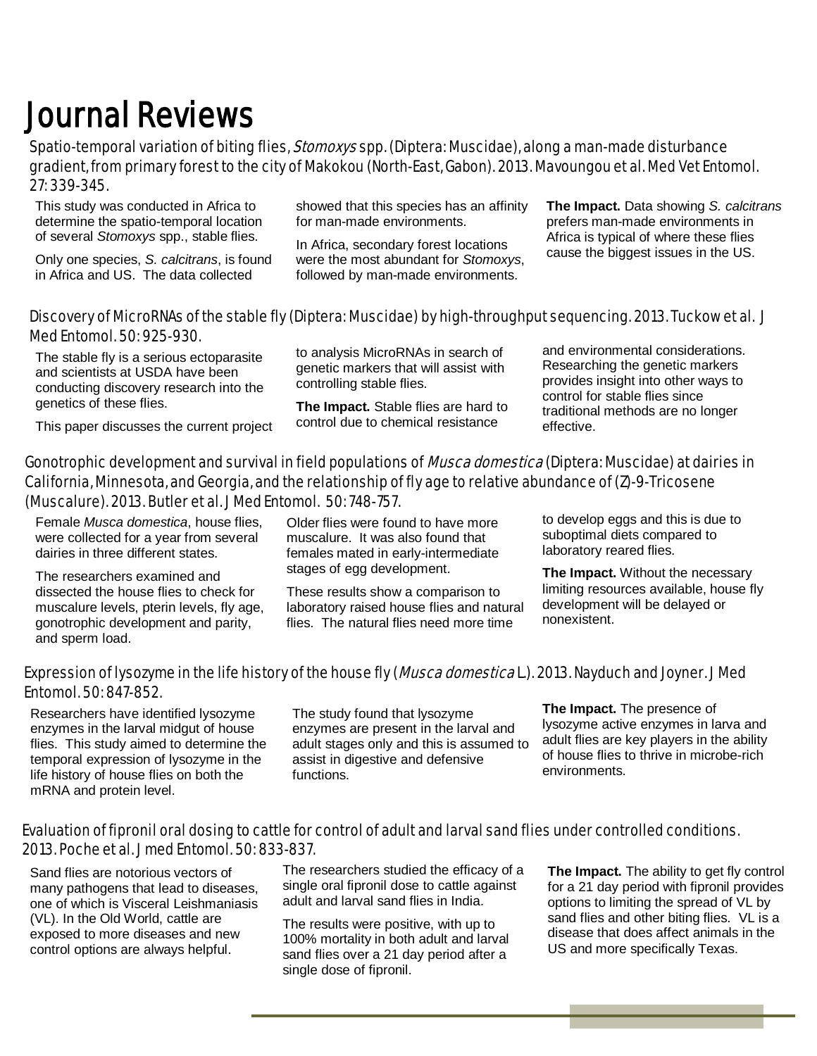# Journal Reviews

### Spatio-temporal variation of biting flies, *Stomoxys* spp. (Diptera: Muscidae), along a man-made disturbance gradient, from primary forest to the city of Makokou (North-East, Gabon). 2013. Mavoungou et al. Med Vet Entomol. 27: 339-345.

This study was conducted in Africa to determine the spatio-temporal location of several *Stomoxys* spp., stable flies.

Only one species, *S. calcitrans*, is found in Africa and US. The data collected showed that this species has an affinity for man-made environments.

In Africa, secondary forest locations were the most abundant for *Stomoxys*, followed by man-made environments.

**The Impact.** Data showing *S. calcitrans* prefers man-made environments in Africa is typical of where these flies cause the biggest issues in the US.

### Discovery of MicroRNAs of the stable fly (Diptera: Muscidae) by high-throughput sequencing. 2013. Tuckow et al. J Med Entomol. 50: 925-930.

The stable fly is a serious ectoparasite and scientists at USDA have been conducting discovery research into the genetics of these flies.

This paper discusses the current project to analysis MicroRNAs in search of genetic markers that will assist with controlling stable flies.

**The Impact.** Stable flies are hard to control due to chemical resistance and environmental considerations. Researching the genetic markers provides insight into other ways to control for stable flies since traditional methods are no longer effective.

### Gonotrophic development and survival in field populations of *Musca domestica* (Diptera: Muscidae) at dairies in California, Minnesota, and Georgia, and the relationship of fly age to relative abundance of (Z)-9-Tricosene (Muscalure). 2013. Butler et al. J Med Entomol. 50: 748-757.

Female *Musca domestica*, house flies, were collected for a year from several dairies in three different states.

The researchers examined and dissected the house flies to check for muscalure levels, pterin levels, fly age, gonotrophic development and parity, and sperm load.

Older flies were found to have more muscalure. It was also found that females mated in early-intermediate stages of egg development.

These results show a comparison to laboratory raised house flies and natural flies. The natural flies need more time to develop eggs and this is due to suboptimal diets compared to laboratory reared flies.

**The Impact.** Without the necessary limiting resources available, house fly development will be delayed or nonexistent.

### Expression of lysozyme in the life history of the house fly (*Musca domestica* L.). 2013. Nayduch and Joyner. J Med Entomol. 50: 847-852.

Researchers have identified lysozyme enzymes in the larval midgut of house flies. This study aimed to determine the temporal expression of lysozyme in the life history of house flies on both the mRNA and protein level.

The study found that lysozyme enzymes are present in the larval and adult stages only and this is assumed to assist in digestive and defensive functions.

**The Impact.** The presence of lysozyme active enzymes in larva and adult flies are key players in the ability of house flies to thrive in microbe-rich environments.

### Evaluation of fipronil oral dosing to cattle for control of adult and larval sand flies under controlled conditions. 2013. Poche et al. J med Entomol. 50: 833-837.

Sand flies are notorious vectors of many pathogens that lead to diseases, one of which is Visceral Leishmaniasis (VL). In the Old World, cattle are exposed to more diseases and new control options are always helpful.

The researchers studied the efficacy of a single oral fipronil dose to cattle against adult and larval sand flies in India.

The results were positive, with up to 100% mortality in both adult and larval sand flies over a 21 day period after a single dose of fipronil.

**The Impact.** The ability to get fly control for a 21 day period with fipronil provides options to limiting the spread of VL by sand flies and other biting flies. VL is a disease that does affect animals in the US and more specifically Texas.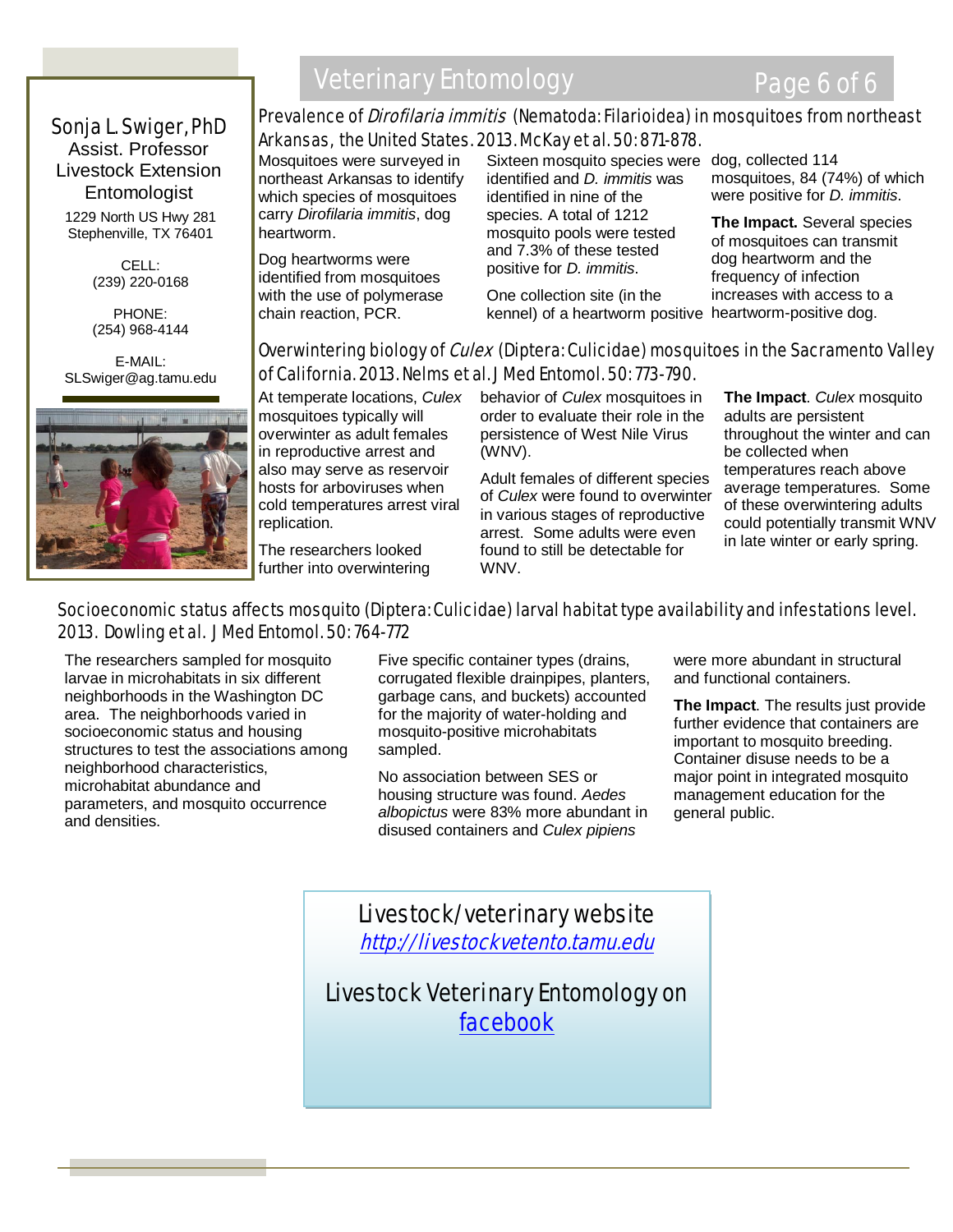Sonja L. Swiger, PhD
Assist. Professor
Livestock Extension Entomologist

1229 North US Hwy 281
Stephenville, TX 76401

CELL:
(239) 220-0168

PHONE:
(254) 968-4144

E-MAIL:
SLSwiger@ag.tamu.edu

## Prevalence of *Dirofilaria immitis* (Nematoda: Filarioidea) in mosquitoes from northeast Arkansas, the United States. 2013. McKay et al. 50: 871-878.

Mosquitoes were surveyed in northeast Arkansas to identify which species of mosquitoes carry *Dirofilaria immitis*, dog heartworm.

Dog heartworms were identified from mosquitoes with the use of polymerase chain reaction, PCR.

Sixteen mosquito species were identified and *D. immitis* was identified in nine of the species. A total of 1212 mosquito pools were tested and 7.3% of these tested positive for *D. immitis*.

One collection site (in the kennel) of a heartworm positive dog, collected 114 mosquitoes, 84 (74%) of which were positive for *D. immitis*.

**The Impact.** Several species of mosquitoes can transmit dog heartworm and the frequency of infection increases with access to a heartworm-positive dog.

## Overwintering biology of *Culex* (Diptera: Culicidae) mosquitoes in the Sacramento Valley of California. 2013. Nelms et al. J Med Entomol. 50: 773-790.

At temperate locations, *Culex* mosquitoes typically will overwinter as adult females in reproductive arrest and also may serve as reservoir hosts for arboviruses when cold temperatures arrest viral replication.

The researchers looked further into overwintering behavior of *Culex* mosquitoes in order to evaluate their role in the persistence of West Nile Virus (WNV).

Adult females of different species of *Culex* were found to overwinter in various stages of reproductive arrest. Some adults were even found to still be detectable for WNV.

**The Impact**. *Culex* mosquito adults are persistent throughout the winter and can be collected when temperatures reach above average temperatures. Some of these overwintering adults could potentially transmit WNV in late winter or early spring.

## Socioeconomic status affects mosquito (Diptera: Culicidae) larval habitat type availability and infestations level. 2013. Dowling et al. J Med Entomol. 50: 764-772

The researchers sampled for mosquito larvae in microhabitats in six different neighborhoods in the Washington DC area. The neighborhoods varied in socioeconomic status and housing structures to test the associations among neighborhood characteristics, microhabitat abundance and parameters, and mosquito occurrence and densities.

Five specific container types (drains, corrugated flexible drainpipes, planters, garbage cans, and buckets) accounted for the majority of water-holding and mosquito-positive microhabitats sampled.

No association between SES or housing structure was found. *Aedes albopictus* were 83% more abundant in disused containers and *Culex pipiens* were more abundant in structural and functional containers.

**The Impact**. The results just provide further evidence that containers are important to mosquito breeding. Container disuse needs to be a major point in integrated mosquito management education for the general public.

Livestock/veterinary website
http://livestockvetento.tamu.edu

Livestock Veterinary Entomology on facebook